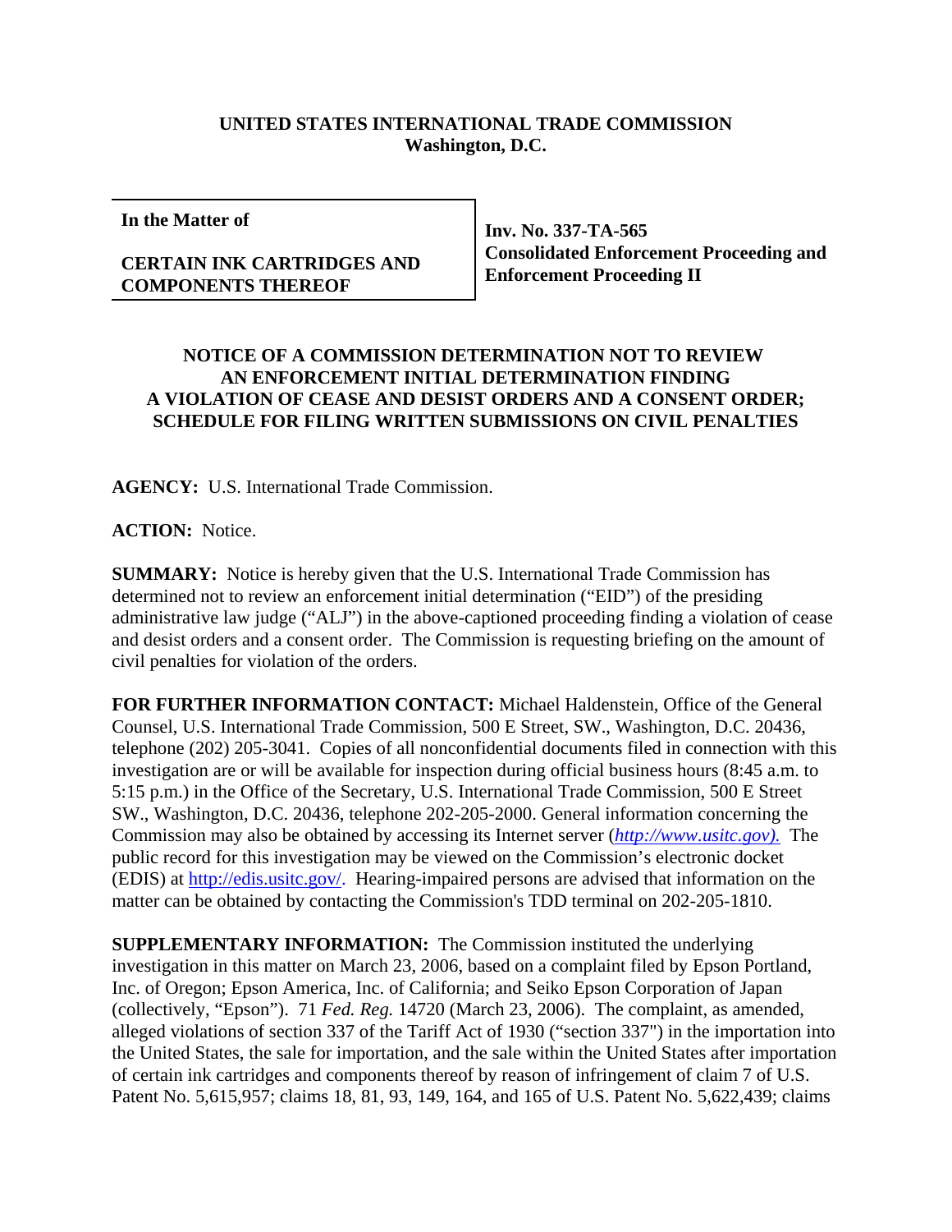**UNITED STATES INTERNATIONAL TRADE COMMISSION**
**Washington, D.C.**

| **In the Matter of** <br><br> **CERTAIN INK CARTRIDGES AND COMPONENTS THEREOF** | **Inv. No. 337-TA-565** <br> **Consolidated Enforcement Proceeding and Enforcement Proceeding II** |
|---|---|

**NOTICE OF A COMMISSION DETERMINATION NOT TO REVIEW AN ENFORCEMENT INITIAL DETERMINATION FINDING A VIOLATION OF CEASE AND DESIST ORDERS AND A CONSENT ORDER; SCHEDULE FOR FILING WRITTEN SUBMISSIONS ON CIVIL PENALTIES**

**AGENCY:** U.S. International Trade Commission.

**ACTION:** Notice.

**SUMMARY:** Notice is hereby given that the U.S. International Trade Commission has determined not to review an enforcement initial determination ("EID") of the presiding administrative law judge ("ALJ") in the above-captioned proceeding finding a violation of cease and desist orders and a consent order. The Commission is requesting briefing on the amount of civil penalties for violation of the orders.

**FOR FURTHER INFORMATION CONTACT:** Michael Haldenstein, Office of the General Counsel, U.S. International Trade Commission, 500 E Street, SW., Washington, D.C. 20436, telephone (202) 205-3041. Copies of all nonconfidential documents filed in connection with this investigation are or will be available for inspection during official business hours (8:45 a.m. to 5:15 p.m.) in the Office of the Secretary, U.S. International Trade Commission, 500 E Street SW., Washington, D.C. 20436, telephone 202-205-2000. General information concerning the Commission may also be obtained by accessing its Internet server (*http://www.usitc.gov).* The public record for this investigation may be viewed on the Commission's electronic docket (EDIS) at http://edis.usitc.gov/. Hearing-impaired persons are advised that information on the matter can be obtained by contacting the Commission's TDD terminal on 202-205-1810.

**SUPPLEMENTARY INFORMATION:** The Commission instituted the underlying investigation in this matter on March 23, 2006, based on a complaint filed by Epson Portland, Inc. of Oregon; Epson America, Inc. of California; and Seiko Epson Corporation of Japan (collectively, "Epson"). 71 *Fed. Reg.* 14720 (March 23, 2006). The complaint, as amended, alleged violations of section 337 of the Tariff Act of 1930 ("section 337") in the importation into the United States, the sale for importation, and the sale within the United States after importation of certain ink cartridges and components thereof by reason of infringement of claim 7 of U.S. Patent No. 5,615,957; claims 18, 81, 93, 149, 164, and 165 of U.S. Patent No. 5,622,439; claims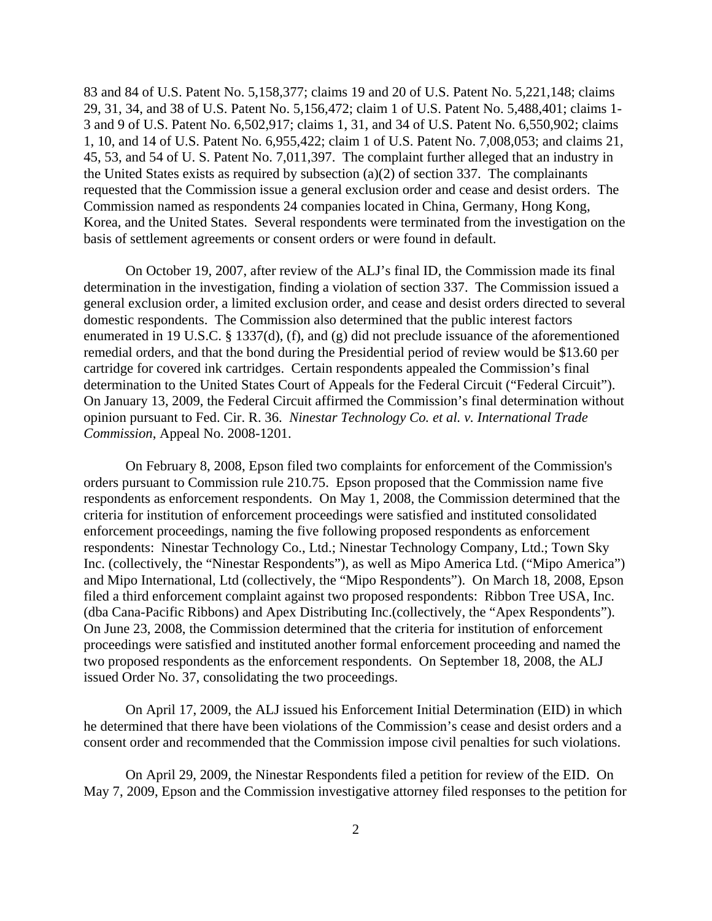83 and 84 of U.S. Patent No. 5,158,377; claims 19 and 20 of U.S. Patent No. 5,221,148; claims 29, 31, 34, and 38 of U.S. Patent No. 5,156,472; claim 1 of U.S. Patent No. 5,488,401; claims 1-3 and 9 of U.S. Patent No. 6,502,917; claims 1, 31, and 34 of U.S. Patent No. 6,550,902; claims 1, 10, and 14 of U.S. Patent No. 6,955,422; claim 1 of U.S. Patent No. 7,008,053; and claims 21, 45, 53, and 54 of U. S. Patent No. 7,011,397. The complaint further alleged that an industry in the United States exists as required by subsection (a)(2) of section 337. The complainants requested that the Commission issue a general exclusion order and cease and desist orders. The Commission named as respondents 24 companies located in China, Germany, Hong Kong, Korea, and the United States. Several respondents were terminated from the investigation on the basis of settlement agreements or consent orders or were found in default.

On October 19, 2007, after review of the ALJ's final ID, the Commission made its final determination in the investigation, finding a violation of section 337. The Commission issued a general exclusion order, a limited exclusion order, and cease and desist orders directed to several domestic respondents. The Commission also determined that the public interest factors enumerated in 19 U.S.C. § 1337(d), (f), and (g) did not preclude issuance of the aforementioned remedial orders, and that the bond during the Presidential period of review would be $13.60 per cartridge for covered ink cartridges. Certain respondents appealed the Commission's final determination to the United States Court of Appeals for the Federal Circuit ("Federal Circuit"). On January 13, 2009, the Federal Circuit affirmed the Commission's final determination without opinion pursuant to Fed. Cir. R. 36. *Ninestar Technology Co. et al. v. International Trade Commission*, Appeal No. 2008-1201.

On February 8, 2008, Epson filed two complaints for enforcement of the Commission's orders pursuant to Commission rule 210.75. Epson proposed that the Commission name five respondents as enforcement respondents. On May 1, 2008, the Commission determined that the criteria for institution of enforcement proceedings were satisfied and instituted consolidated enforcement proceedings, naming the five following proposed respondents as enforcement respondents: Ninestar Technology Co., Ltd.; Ninestar Technology Company, Ltd.; Town Sky Inc. (collectively, the "Ninestar Respondents"), as well as Mipo America Ltd. ("Mipo America") and Mipo International, Ltd (collectively, the "Mipo Respondents"). On March 18, 2008, Epson filed a third enforcement complaint against two proposed respondents: Ribbon Tree USA, Inc. (dba Cana-Pacific Ribbons) and Apex Distributing Inc.(collectively, the "Apex Respondents"). On June 23, 2008, the Commission determined that the criteria for institution of enforcement proceedings were satisfied and instituted another formal enforcement proceeding and named the two proposed respondents as the enforcement respondents. On September 18, 2008, the ALJ issued Order No. 37, consolidating the two proceedings.

On April 17, 2009, the ALJ issued his Enforcement Initial Determination (EID) in which he determined that there have been violations of the Commission's cease and desist orders and a consent order and recommended that the Commission impose civil penalties for such violations.

On April 29, 2009, the Ninestar Respondents filed a petition for review of the EID. On May 7, 2009, Epson and the Commission investigative attorney filed responses to the petition for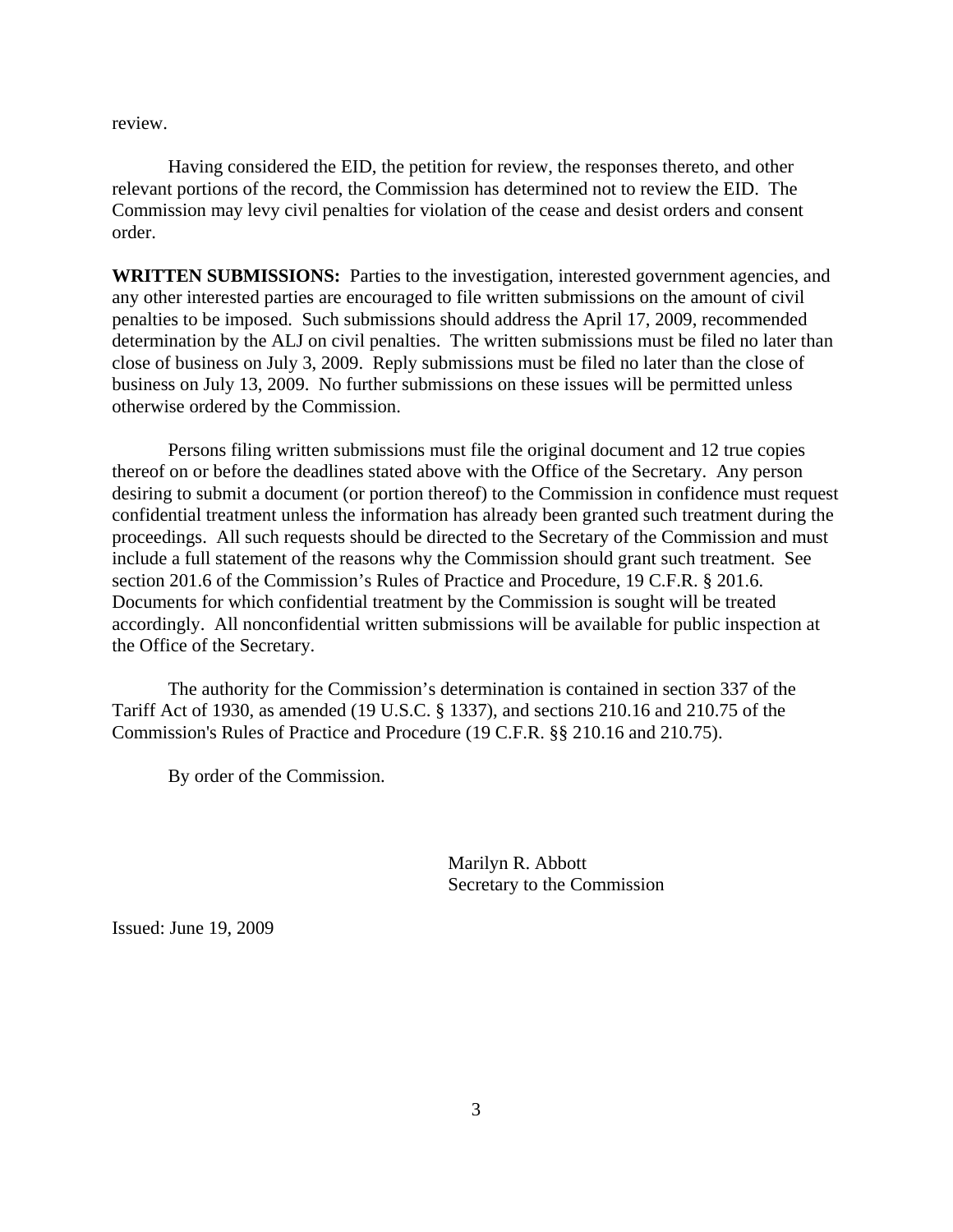review.

Having considered the EID, the petition for review, the responses thereto, and other relevant portions of the record, the Commission has determined not to review the EID. The Commission may levy civil penalties for violation of the cease and desist orders and consent order.

**WRITTEN SUBMISSIONS:** Parties to the investigation, interested government agencies, and any other interested parties are encouraged to file written submissions on the amount of civil penalties to be imposed. Such submissions should address the April 17, 2009, recommended determination by the ALJ on civil penalties. The written submissions must be filed no later than close of business on July 3, 2009. Reply submissions must be filed no later than the close of business on July 13, 2009. No further submissions on these issues will be permitted unless otherwise ordered by the Commission.

Persons filing written submissions must file the original document and 12 true copies thereof on or before the deadlines stated above with the Office of the Secretary. Any person desiring to submit a document (or portion thereof) to the Commission in confidence must request confidential treatment unless the information has already been granted such treatment during the proceedings. All such requests should be directed to the Secretary of the Commission and must include a full statement of the reasons why the Commission should grant such treatment. See section 201.6 of the Commission's Rules of Practice and Procedure, 19 C.F.R. § 201.6. Documents for which confidential treatment by the Commission is sought will be treated accordingly. All nonconfidential written submissions will be available for public inspection at the Office of the Secretary.

The authority for the Commission's determination is contained in section 337 of the Tariff Act of 1930, as amended (19 U.S.C. § 1337), and sections 210.16 and 210.75 of the Commission's Rules of Practice and Procedure (19 C.F.R. §§ 210.16 and 210.75).

By order of the Commission.

Marilyn R. Abbott
Secretary to the Commission

Issued: June 19, 2009